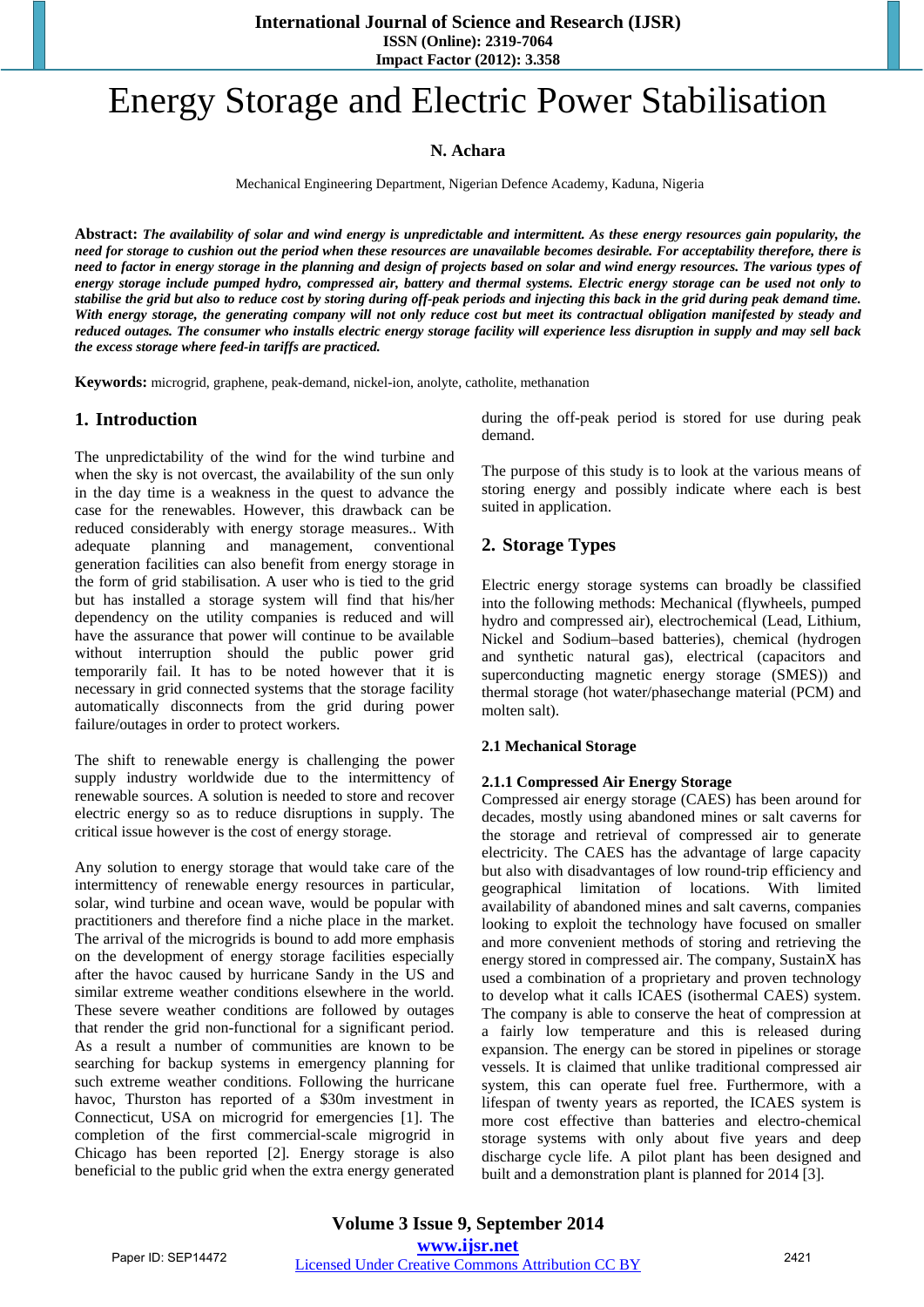# Energy Storage and Electric Power Stabilisation

**N. Achara**

Mechanical Engineering Department, Nigerian Defence Academy, Kaduna, Nigeria

**Abstract:** ***The availability of solar and wind energy is unpredictable and intermittent. As these energy resources gain popularity, the need for storage to cushion out the period when these resources are unavailable becomes desirable. For acceptability therefore, there is need to factor in energy storage in the planning and design of projects based on solar and wind energy resources. The various types of energy storage include pumped hydro, compressed air, battery and thermal systems. Electric energy storage can be used not only to stabilise the grid but also to reduce cost by storing during off-peak periods and injecting this back in the grid during peak demand time. With energy storage, the generating company will not only reduce cost but meet its contractual obligation manifested by steady and reduced outages. The consumer who installs electric energy storage facility will experience less disruption in supply and may sell back the excess storage where feed-in tariffs are practiced.***

**Keywords:** microgrid, graphene, peak-demand, nickel-ion, anolyte, catholite, methanation

## 1. Introduction

The unpredictability of the wind for the wind turbine and when the sky is not overcast, the availability of the sun only in the day time is a weakness in the quest to advance the case for the renewables. However, this drawback can be reduced considerably with energy storage measures.. With adequate planning and management, conventional generation facilities can also benefit from energy storage in the form of grid stabilisation. A user who is tied to the grid but has installed a storage system will find that his/her dependency on the utility companies is reduced and will have the assurance that power will continue to be available without interruption should the public power grid temporarily fail. It has to be noted however that it is necessary in grid connected systems that the storage facility automatically disconnects from the grid during power failure/outages in order to protect workers.

The shift to renewable energy is challenging the power supply industry worldwide due to the intermittency of renewable sources. A solution is needed to store and recover electric energy so as to reduce disruptions in supply. The critical issue however is the cost of energy storage.

Any solution to energy storage that would take care of the intermittency of renewable energy resources in particular, solar, wind turbine and ocean wave, would be popular with practitioners and therefore find a niche place in the market. The arrival of the microgrids is bound to add more emphasis on the development of energy storage facilities especially after the havoc caused by hurricane Sandy in the US and similar extreme weather conditions elsewhere in the world. These severe weather conditions are followed by outages that render the grid non-functional for a significant period. As a result a number of communities are known to be searching for backup systems in emergency planning for such extreme weather conditions. Following the hurricane havoc, Thurston has reported of a $30m investment in Connecticut, USA on microgrid for emergencies [1]. The completion of the first commercial-scale migrogrid in Chicago has been reported [2]. Energy storage is also beneficial to the public grid when the extra energy generated during the off-peak period is stored for use during peak demand.

The purpose of this study is to look at the various means of storing energy and possibly indicate where each is best suited in application.

## 2. Storage Types

Electric energy storage systems can broadly be classified into the following methods: Mechanical (flywheels, pumped hydro and compressed air), electrochemical (Lead, Lithium, Nickel and Sodium–based batteries), chemical (hydrogen and synthetic natural gas), electrical (capacitors and superconducting magnetic energy storage (SMES)) and thermal storage (hot water/phasechange material (PCM) and molten salt).

### 2.1 Mechanical Storage

#### 2.1.1 Compressed Air Energy Storage

Compressed air energy storage (CAES) has been around for decades, mostly using abandoned mines or salt caverns for the storage and retrieval of compressed air to generate electricity. The CAES has the advantage of large capacity but also with disadvantages of low round-trip efficiency and geographical limitation of locations. With limited availability of abandoned mines and salt caverns, companies looking to exploit the technology have focused on smaller and more convenient methods of storing and retrieving the energy stored in compressed air. The company, SustainX has used a combination of a proprietary and proven technology to develop what it calls ICAES (isothermal CAES) system. The company is able to conserve the heat of compression at a fairly low temperature and this is released during expansion. The energy can be stored in pipelines or storage vessels. It is claimed that unlike traditional compressed air system, this can operate fuel free. Furthermore, with a lifespan of twenty years as reported, the ICAES system is more cost effective than batteries and electro-chemical storage systems with only about five years and deep discharge cycle life. A pilot plant has been designed and built and a demonstration plant is planned for 2014 [3].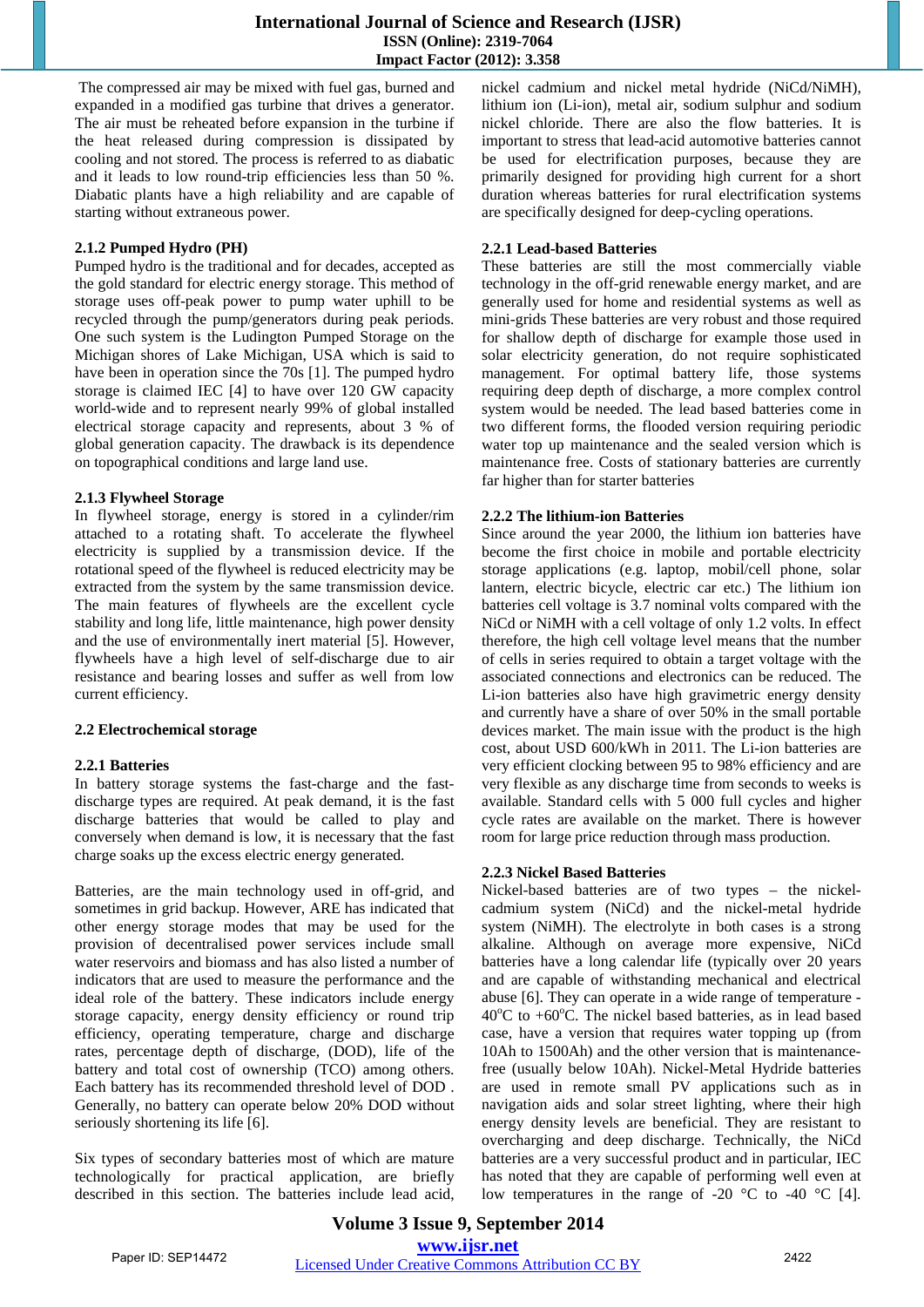The compressed air may be mixed with fuel gas, burned and expanded in a modified gas turbine that drives a generator. The air must be reheated before expansion in the turbine if the heat released during compression is dissipated by cooling and not stored. The process is referred to as diabatic and it leads to low round-trip efficiencies less than 50 %. Diabatic plants have a high reliability and are capable of starting without extraneous power.

### 2.1.2 Pumped Hydro (PH)

Pumped hydro is the traditional and for decades, accepted as the gold standard for electric energy storage. This method of storage uses off-peak power to pump water uphill to be recycled through the pump/generators during peak periods. One such system is the Ludington Pumped Storage on the Michigan shores of Lake Michigan, USA which is said to have been in operation since the 70s [1]. The pumped hydro storage is claimed IEC [4] to have over 120 GW capacity world-wide and to represent nearly 99% of global installed electrical storage capacity and represents, about 3 % of global generation capacity. The drawback is its dependence on topographical conditions and large land use.

### 2.1.3 Flywheel Storage

In flywheel storage, energy is stored in a cylinder/rim attached to a rotating shaft. To accelerate the flywheel electricity is supplied by a transmission device. If the rotational speed of the flywheel is reduced electricity may be extracted from the system by the same transmission device. The main features of flywheels are the excellent cycle stability and long life, little maintenance, high power density and the use of environmentally inert material [5]. However, flywheels have a high level of self-discharge due to air resistance and bearing losses and suffer as well from low current efficiency.

## 2.2 Electrochemical storage

### 2.2.1 Batteries

In battery storage systems the fast-charge and the fast-discharge types are required. At peak demand, it is the fast discharge batteries that would be called to play and conversely when demand is low, it is necessary that the fast charge soaks up the excess electric energy generated.

Batteries, are the main technology used in off-grid, and sometimes in grid backup. However, ARE has indicated that other energy storage modes that may be used for the provision of decentralised power services include small water reservoirs and biomass and has also listed a number of indicators that are used to measure the performance and the ideal role of the battery. These indicators include energy storage capacity, energy density efficiency or round trip efficiency, operating temperature, charge and discharge rates, percentage depth of discharge, (DOD), life of the battery and total cost of ownership (TCO) among others. Each battery has its recommended threshold level of DOD . Generally, no battery can operate below 20% DOD without seriously shortening its life [6].

Six types of secondary batteries most of which are mature technologically for practical application, are briefly described in this section. The batteries include lead acid, nickel cadmium and nickel metal hydride (NiCd/NiMH), lithium ion (Li-ion), metal air, sodium sulphur and sodium nickel chloride. There are also the flow batteries. It is important to stress that lead-acid automotive batteries cannot be used for electrification purposes, because they are primarily designed for providing high current for a short duration whereas batteries for rural electrification systems are specifically designed for deep-cycling operations.

### 2.2.1 Lead-based Batteries

These batteries are still the most commercially viable technology in the off-grid renewable energy market, and are generally used for home and residential systems as well as mini-grids These batteries are very robust and those required for shallow depth of discharge for example those used in solar electricity generation, do not require sophisticated management. For optimal battery life, those systems requiring deep depth of discharge, a more complex control system would be needed. The lead based batteries come in two different forms, the flooded version requiring periodic water top up maintenance and the sealed version which is maintenance free. Costs of stationary batteries are currently far higher than for starter batteries

### 2.2.2 The lithium-ion Batteries

Since around the year 2000, the lithium ion batteries have become the first choice in mobile and portable electricity storage applications (e.g. laptop, mobil/cell phone, solar lantern, electric bicycle, electric car etc.) The lithium ion batteries cell voltage is 3.7 nominal volts compared with the NiCd or NiMH with a cell voltage of only 1.2 volts. In effect therefore, the high cell voltage level means that the number of cells in series required to obtain a target voltage with the associated connections and electronics can be reduced. The Li-ion batteries also have high gravimetric energy density and currently have a share of over 50% in the small portable devices market. The main issue with the product is the high cost, about USD 600/kWh in 2011. The Li-ion batteries are very efficient clocking between 95 to 98% efficiency and are very flexible as any discharge time from seconds to weeks is available. Standard cells with 5 000 full cycles and higher cycle rates are available on the market. There is however room for large price reduction through mass production.

### 2.2.3 Nickel Based Batteries

Nickel-based batteries are of two types – the nickel-cadmium system (NiCd) and the nickel-metal hydride system (NiMH). The electrolyte in both cases is a strong alkaline. Although on average more expensive, NiCd batteries have a long calendar life (typically over 20 years and are capable of withstanding mechanical and electrical abuse [6]. They can operate in a wide range of temperature -40°C to +60°C. The nickel based batteries, as in lead based case, have a version that requires water topping up (from 10Ah to 1500Ah) and the other version that is maintenance-free (usually below 10Ah). Nickel-Metal Hydride batteries are used in remote small PV applications such as in navigation aids and solar street lighting, where their high energy density levels are beneficial. They are resistant to overcharging and deep discharge. Technically, the NiCd batteries are a very successful product and in particular, IEC has noted that they are capable of performing well even at low temperatures in the range of -20 °C to -40 °C [4].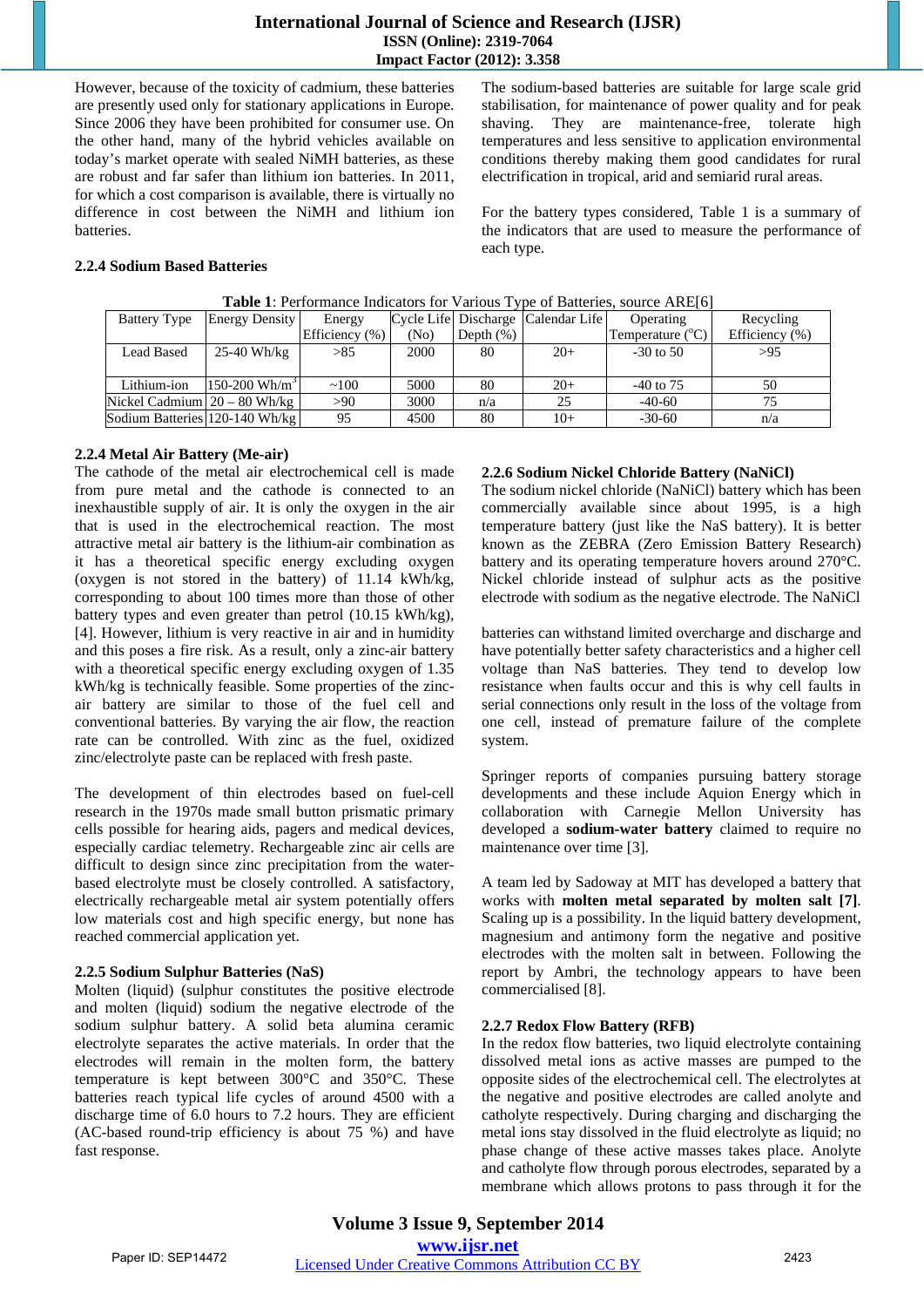However, because of the toxicity of cadmium, these batteries are presently used only for stationary applications in Europe. Since 2006 they have been prohibited for consumer use. On the other hand, many of the hybrid vehicles available on today's market operate with sealed NiMH batteries, as these are robust and far safer than lithium ion batteries. In 2011, for which a cost comparison is available, there is virtually no difference in cost between the NiMH and lithium ion batteries.

### 2.2.4 Sodium Based Batteries

The sodium-based batteries are suitable for large scale grid stabilisation, for maintenance of power quality and for peak shaving. They are maintenance-free, tolerate high temperatures and less sensitive to application environmental conditions thereby making them good candidates for rural electrification in tropical, arid and semiarid rural areas.

For the battery types considered, Table 1 is a summary of the indicators that are used to measure the performance of each type.

**Table 1**: Performance Indicators for Various Type of Batteries, source ARE[6]

| Battery Type | Energy Density | Energy Efficiency (%) | Cycle Life (No) | Discharge Depth (%) | Calendar Life | Operating Temperature (°C) | Recycling Efficiency (%) |
|---|---|---|---|---|---|---|---|
| Lead Based | 25-40 Wh/kg | >85 | 2000 | 80 | 20+ | -30 to 50 | >95 |
| Lithium-ion | 150-200 Wh/m$^3$ | ~100 | 5000 | 80 | 20+ | -40 to 75 | 50 |
| Nickel Cadmium | 20 – 80 Wh/kg | >90 | 3000 | n/a | 25 | -40-60 | 75 |
| Sodium Batteries | 120-140 Wh/kg | 95 | 4500 | 80 | 10+ | -30-60 | n/a |

### 2.2.4 Metal Air Battery (Me-air)

The cathode of the metal air electrochemical cell is made from pure metal and the cathode is connected to an inexhaustible supply of air. It is only the oxygen in the air that is used in the electrochemical reaction. The most attractive metal air battery is the lithium-air combination as it has a theoretical specific energy excluding oxygen (oxygen is not stored in the battery) of 11.14 kWh/kg, corresponding to about 100 times more than those of other battery types and even greater than petrol (10.15 kWh/kg), [4]. However, lithium is very reactive in air and in humidity and this poses a fire risk. As a result, only a zinc-air battery with a theoretical specific energy excluding oxygen of 1.35 kWh/kg is technically feasible. Some properties of the zinc-air battery are similar to those of the fuel cell and conventional batteries. By varying the air flow, the reaction rate can be controlled. With zinc as the fuel, oxidized zinc/electrolyte paste can be replaced with fresh paste.

The development of thin electrodes based on fuel-cell research in the 1970s made small button prismatic primary cells possible for hearing aids, pagers and medical devices, especially cardiac telemetry. Rechargeable zinc air cells are difficult to design since zinc precipitation from the water-based electrolyte must be closely controlled. A satisfactory, electrically rechargeable metal air system potentially offers low materials cost and high specific energy, but none has reached commercial application yet.

### 2.2.5 Sodium Sulphur Batteries (NaS)

Molten (liquid) (sulphur constitutes the positive electrode and molten (liquid) sodium the negative electrode of the sodium sulphur battery. A solid beta alumina ceramic electrolyte separates the active materials. In order that the electrodes will remain in the molten form, the battery temperature is kept between 300°C and 350°C. These batteries reach typical life cycles of around 4500 with a discharge time of 6.0 hours to 7.2 hours. They are efficient (AC-based round-trip efficiency is about 75 %) and have fast response.

### 2.2.6 Sodium Nickel Chloride Battery (NaNiCl)

The sodium nickel chloride (NaNiCl) battery which has been commercially available since about 1995, is a high temperature battery (just like the NaS battery). It is better known as the ZEBRA (Zero Emission Battery Research) battery and its operating temperature hovers around 270°C. Nickel chloride instead of sulphur acts as the positive electrode with sodium as the negative electrode. The NaNiCl

batteries can withstand limited overcharge and discharge and have potentially better safety characteristics and a higher cell voltage than NaS batteries. They tend to develop low resistance when faults occur and this is why cell faults in serial connections only result in the loss of the voltage from one cell, instead of premature failure of the complete system.

Springer reports of companies pursuing battery storage developments and these include Aquion Energy which in collaboration with Carnegie Mellon University has developed a **sodium-water battery** claimed to require no maintenance over time [3].

A team led by Sadoway at MIT has developed a battery that works with **molten metal separated by molten salt [7]**. Scaling up is a possibility. In the liquid battery development, magnesium and antimony form the negative and positive electrodes with the molten salt in between. Following the report by Ambri, the technology appears to have been commercialised [8].

### 2.2.7 Redox Flow Battery (RFB)

In the redox flow batteries, two liquid electrolyte containing dissolved metal ions as active masses are pumped to the opposite sides of the electrochemical cell. The electrolytes at the negative and positive electrodes are called anolyte and catholyte respectively. During charging and discharging the metal ions stay dissolved in the fluid electrolyte as liquid; no phase change of these active masses takes place. Anolyte and catholyte flow through porous electrodes, separated by a membrane which allows protons to pass through it for the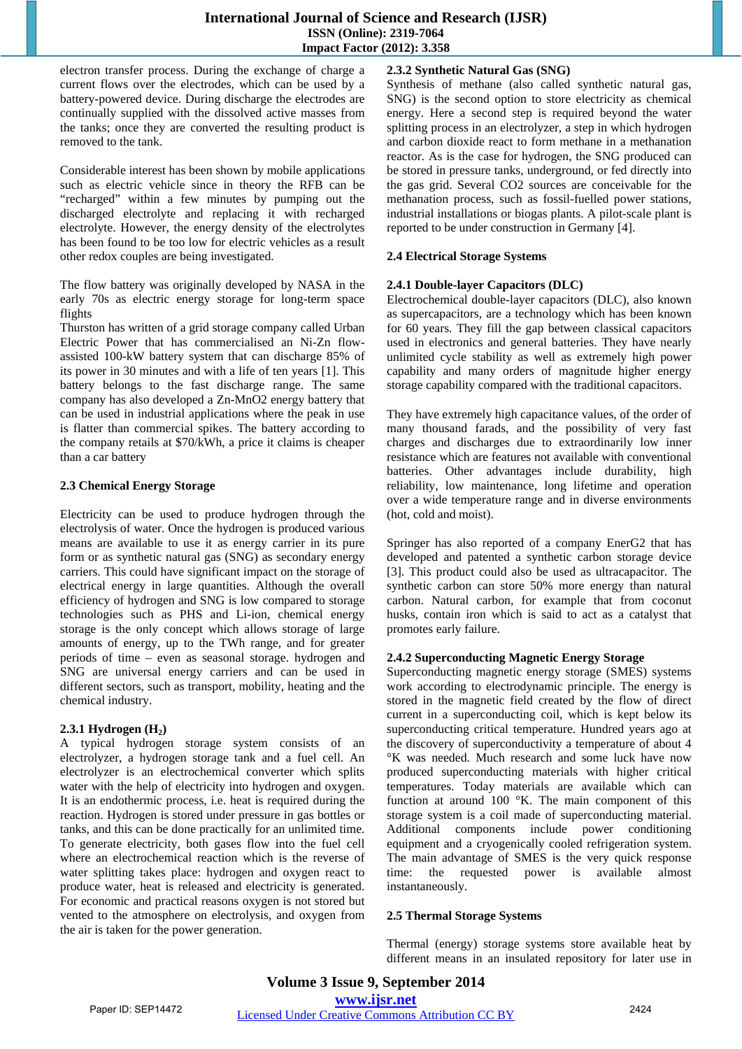electron transfer process. During the exchange of charge a current flows over the electrodes, which can be used by a battery-powered device. During discharge the electrodes are continually supplied with the dissolved active masses from the tanks; once they are converted the resulting product is removed to the tank.

Considerable interest has been shown by mobile applications such as electric vehicle since in theory the RFB can be "recharged" within a few minutes by pumping out the discharged electrolyte and replacing it with recharged electrolyte. However, the energy density of the electrolytes has been found to be too low for electric vehicles as a result other redox couples are being investigated.

The flow battery was originally developed by NASA in the early 70s as electric energy storage for long-term space flights

Thurston has written of a grid storage company called Urban Electric Power that has commercialised an Ni-Zn flow-assisted 100-kW battery system that can discharge 85% of its power in 30 minutes and with a life of ten years [1]. This battery belongs to the fast discharge range. The same company has also developed a Zn-MnO2 energy battery that can be used in industrial applications where the peak in use is flatter than commercial spikes. The battery according to the company retails at $70/kWh, a price it claims is cheaper than a car battery

## 2.3 Chemical Energy Storage

Electricity can be used to produce hydrogen through the electrolysis of water. Once the hydrogen is produced various means are available to use it as energy carrier in its pure form or as synthetic natural gas (SNG) as secondary energy carriers. This could have significant impact on the storage of electrical energy in large quantities. Although the overall efficiency of hydrogen and SNG is low compared to storage technologies such as PHS and Li-ion, chemical energy storage is the only concept which allows storage of large amounts of energy, up to the TWh range, and for greater periods of time – even as seasonal storage. hydrogen and SNG are universal energy carriers and can be used in different sectors, such as transport, mobility, heating and the chemical industry.

### 2.3.1 Hydrogen ($H_2$)

A typical hydrogen storage system consists of an electrolyzer, a hydrogen storage tank and a fuel cell. An electrolyzer is an electrochemical converter which splits water with the help of electricity into hydrogen and oxygen. It is an endothermic process, i.e. heat is required during the reaction. Hydrogen is stored under pressure in gas bottles or tanks, and this can be done practically for an unlimited time. To generate electricity, both gases flow into the fuel cell where an electrochemical reaction which is the reverse of water splitting takes place: hydrogen and oxygen react to produce water, heat is released and electricity is generated. For economic and practical reasons oxygen is not stored but vented to the atmosphere on electrolysis, and oxygen from the air is taken for the power generation.

### 2.3.2 Synthetic Natural Gas (SNG)

Synthesis of methane (also called synthetic natural gas, SNG) is the second option to store electricity as chemical energy. Here a second step is required beyond the water splitting process in an electrolyzer, a step in which hydrogen and carbon dioxide react to form methane in a methanation reactor. As is the case for hydrogen, the SNG produced can be stored in pressure tanks, underground, or fed directly into the gas grid. Several CO2 sources are conceivable for the methanation process, such as fossil-fuelled power stations, industrial installations or biogas plants. A pilot-scale plant is reported to be under construction in Germany [4].

## 2.4 Electrical Storage Systems

### 2.4.1 Double-layer Capacitors (DLC)

Electrochemical double-layer capacitors (DLC), also known as supercapacitors, are a technology which has been known for 60 years. They fill the gap between classical capacitors used in electronics and general batteries. They have nearly unlimited cycle stability as well as extremely high power capability and many orders of magnitude higher energy storage capability compared with the traditional capacitors.

They have extremely high capacitance values, of the order of many thousand farads, and the possibility of very fast charges and discharges due to extraordinarily low inner resistance which are features not available with conventional batteries. Other advantages include durability, high reliability, low maintenance, long lifetime and operation over a wide temperature range and in diverse environments (hot, cold and moist).

Springer has also reported of a company EnerG2 that has developed and patented a synthetic carbon storage device [3]. This product could also be used as ultracapacitor. The synthetic carbon can store 50% more energy than natural carbon. Natural carbon, for example that from coconut husks, contain iron which is said to act as a catalyst that promotes early failure.

### 2.4.2 Superconducting Magnetic Energy Storage

Superconducting magnetic energy storage (SMES) systems work according to electrodynamic principle. The energy is stored in the magnetic field created by the flow of direct current in a superconducting coil, which is kept below its superconducting critical temperature. Hundred years ago at the discovery of superconductivity a temperature of about 4 °K was needed. Much research and some luck have now produced superconducting materials with higher critical temperatures. Today materials are available which can function at around 100 °K. The main component of this storage system is a coil made of superconducting material. Additional components include power conditioning equipment and a cryogenically cooled refrigeration system. The main advantage of SMES is the very quick response time: the requested power is available almost instantaneously.

## 2.5 Thermal Storage Systems

Thermal (energy) storage systems store available heat by different means in an insulated repository for later use in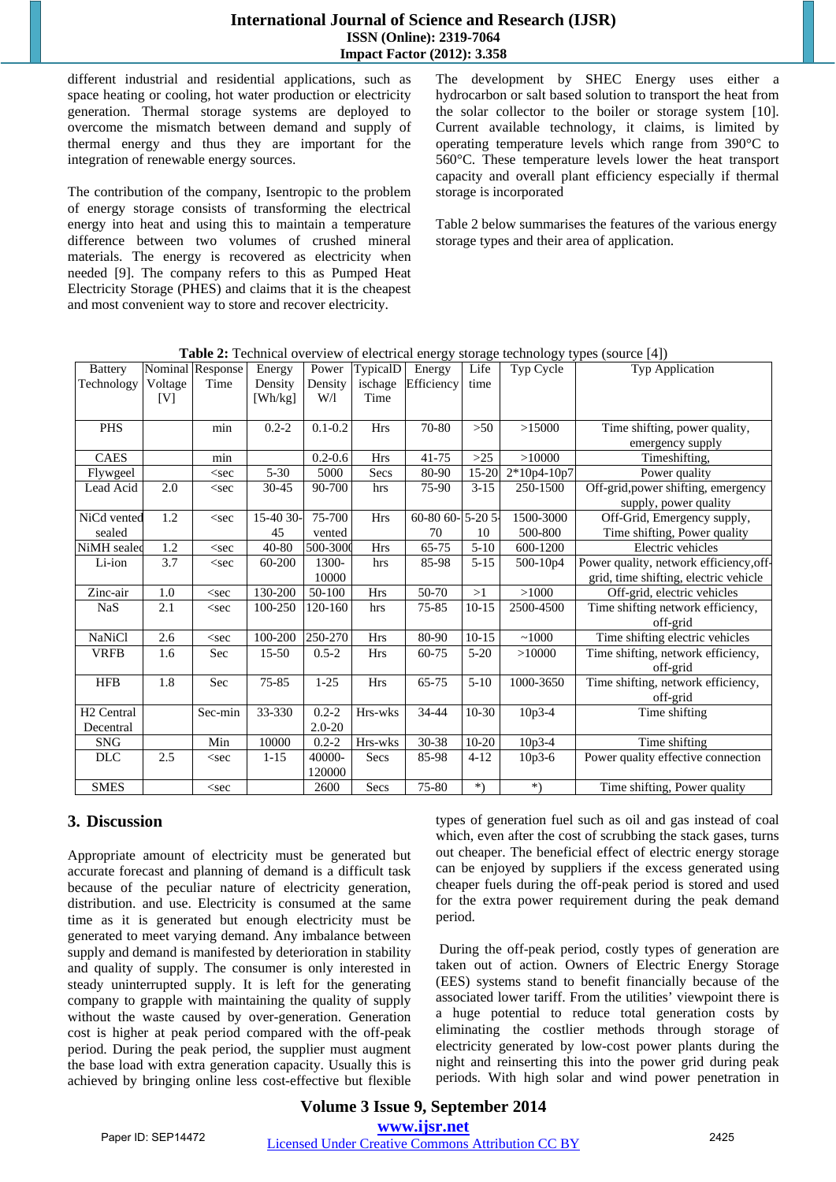different industrial and residential applications, such as space heating or cooling, hot water production or electricity generation. Thermal storage systems are deployed to overcome the mismatch between demand and supply of thermal energy and thus they are important for the integration of renewable energy sources.

The contribution of the company, Isentropic to the problem of energy storage consists of transforming the electrical energy into heat and using this to maintain a temperature difference between two volumes of crushed mineral materials. The energy is recovered as electricity when needed [9]. The company refers to this as Pumped Heat Electricity Storage (PHES) and claims that it is the cheapest and most convenient way to store and recover electricity.

The development by SHEC Energy uses either a hydrocarbon or salt based solution to transport the heat from the solar collector to the boiler or storage system [10]. Current available technology, it claims, is limited by operating temperature levels which range from 390°C to 560°C. These temperature levels lower the heat transport capacity and overall plant efficiency especially if thermal storage is incorporated

Table 2 below summarises the features of the various energy storage types and their area of application.

**Table 2:** Technical overview of electrical energy storage technology types (source [4])

| Battery Technology | Nominal Voltage [V] | Response Time | Energy Density [Wh/kg] | Power Density W/l | TypicalDischage Time | Energy Efficiency | Life time | Typ Cycle | Typ Application |
|---|---|---|---|---|---|---|---|---|---|
| PHS | | min | 0.2-2 | 0.1-0.2 | Hrs | 70-80 | >50 | >15000 | Time shifting, power quality, emergency supply |
| CAES | | min | | 0.2-0.6 | Hrs | 41-75 | >25 | >10000 | Timeshifting, |
| Flywgeel | | <sec | 5-30 | 5000 | Secs | 80-90 | 15-20 | 2*10p4-10p7 | Power quality |
| Lead Acid | 2.0 | <sec | 30-45 | 90-700 | hrs | 75-90 | 3-15 | 250-1500 | Off-grid,power shifting, emergency supply, power quality |
| NiCd vented sealed | 1.2 | <sec | 15-40 30-45 | 75-700 vented | Hrs | 60-80 60-70 | 5-20 5-10 | 1500-3000 500-800 | Off-Grid, Emergency supply, Time shifting, Power quality |
| NiMH sealed | 1.2 | <sec | 40-80 | 500-3000 | Hrs | 65-75 | 5-10 | 600-1200 | Electric vehicles |
| Li-ion | 3.7 | <sec | 60-200 | 1300-10000 | hrs | 85-98 | 5-15 | 500-10p4 | Power quality, network efficiency,off-grid, time shifting, electric vehicle |
| Zinc-air | 1.0 | <sec | 130-200 | 50-100 | Hrs | 50-70 | >1 | >1000 | Off-grid, electric vehicles |
| NaS | 2.1 | <sec | 100-250 | 120-160 | hrs | 75-85 | 10-15 | 2500-4500 | Time shifting network efficiency, off-grid |
| NaNiCl | 2.6 | <sec | 100-200 | 250-270 | Hrs | 80-90 | 10-15 | ~1000 | Time shifting electric vehicles |
| VRFB | 1.6 | Sec | 15-50 | 0.5-2 | Hrs | 60-75 | 5-20 | >10000 | Time shifting, network efficiency, off-grid |
| HFB | 1.8 | Sec | 75-85 | 1-25 | Hrs | 65-75 | 5-10 | 1000-3650 | Time shifting, network efficiency, off-grid |
| H2 Central Decentral | | Sec-min | 33-330 | 0.2-2 2.0-20 | Hrs-wks | 34-44 | 10-30 | 10p3-4 | Time shifting |
| SNG | | Min | 10000 | 0.2-2 | Hrs-wks | 30-38 | 10-20 | 10p3-4 | Time shifting |
| DLC | 2.5 | <sec | 1-15 | 40000-120000 | Secs | 85-98 | 4-12 | 10p3-6 | Power quality effective connection |
| SMES | | <sec | | 2600 | Secs | 75-80 | *) | *) | Time shifting, Power quality |

## 3. Discussion

Appropriate amount of electricity must be generated but accurate forecast and planning of demand is a difficult task because of the peculiar nature of electricity generation, distribution. and use. Electricity is consumed at the same time as it is generated but enough electricity must be generated to meet varying demand. Any imbalance between supply and demand is manifested by deterioration in stability and quality of supply. The consumer is only interested in steady uninterrupted supply. It is left for the generating company to grapple with maintaining the quality of supply without the waste caused by over-generation. Generation cost is higher at peak period compared with the off-peak period. During the peak period, the supplier must augment the base load with extra generation capacity. Usually this is achieved by bringing online less cost-effective but flexible types of generation fuel such as oil and gas instead of coal which, even after the cost of scrubbing the stack gases, turns out cheaper. The beneficial effect of electric energy storage can be enjoyed by suppliers if the excess generated using cheaper fuels during the off-peak period is stored and used for the extra power requirement during the peak demand period.

During the off-peak period, costly types of generation are taken out of action. Owners of Electric Energy Storage (EES) systems stand to benefit financially because of the associated lower tariff. From the utilities' viewpoint there is a huge potential to reduce total generation costs by eliminating the costlier methods through storage of electricity generated by low-cost power plants during the night and reinserting this into the power grid during peak periods. With high solar and wind power penetration in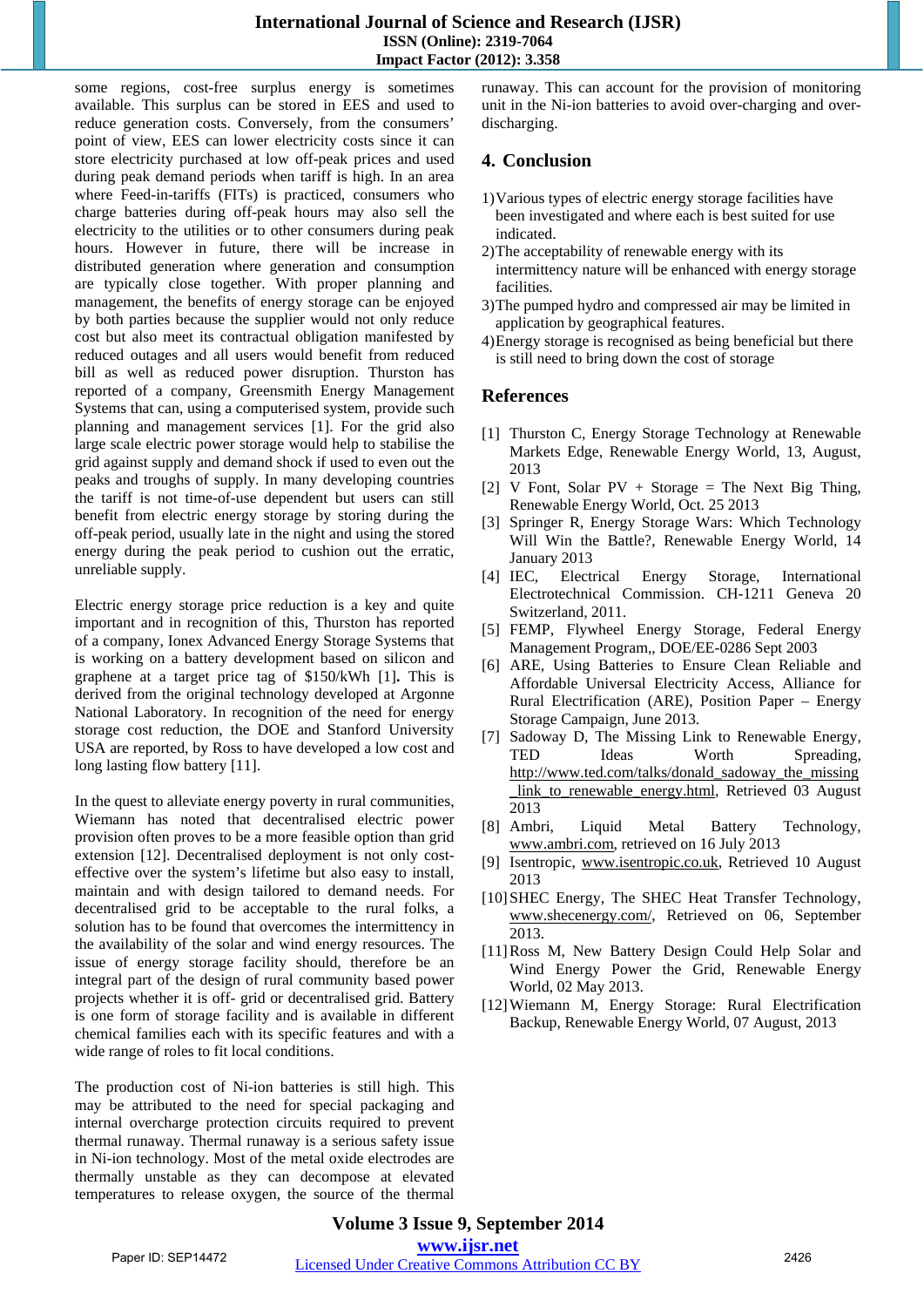some regions, cost-free surplus energy is sometimes available. This surplus can be stored in EES and used to reduce generation costs. Conversely, from the consumers' point of view, EES can lower electricity costs since it can store electricity purchased at low off-peak prices and used during peak demand periods when tariff is high. In an area where Feed-in-tariffs (FITs) is practiced, consumers who charge batteries during off-peak hours may also sell the electricity to the utilities or to other consumers during peak hours. However in future, there will be increase in distributed generation where generation and consumption are typically close together. With proper planning and management, the benefits of energy storage can be enjoyed by both parties because the supplier would not only reduce cost but also meet its contractual obligation manifested by reduced outages and all users would benefit from reduced bill as well as reduced power disruption. Thurston has reported of a company, Greensmith Energy Management Systems that can, using a computerised system, provide such planning and management services [1]. For the grid also large scale electric power storage would help to stabilise the grid against supply and demand shock if used to even out the peaks and troughs of supply. In many developing countries the tariff is not time-of-use dependent but users can still benefit from electric energy storage by storing during the off-peak period, usually late in the night and using the stored energy during the peak period to cushion out the erratic, unreliable supply.

Electric energy storage price reduction is a key and quite important and in recognition of this, Thurston has reported of a company, Ionex Advanced Energy Storage Systems that is working on a battery development based on silicon and graphene at a target price tag of $150/kWh [1]. This is derived from the original technology developed at Argonne National Laboratory. In recognition of the need for energy storage cost reduction, the DOE and Stanford University USA are reported, by Ross to have developed a low cost and long lasting flow battery [11].

In the quest to alleviate energy poverty in rural communities, Wiemann has noted that decentralised electric power provision often proves to be a more feasible option than grid extension [12]. Decentralised deployment is not only cost-effective over the system's lifetime but also easy to install, maintain and with design tailored to demand needs. For decentralised grid to be acceptable to the rural folks, a solution has to be found that overcomes the intermittency in the availability of the solar and wind energy resources. The issue of energy storage facility should, therefore be an integral part of the design of rural community based power projects whether it is off- grid or decentralised grid. Battery is one form of storage facility and is available in different chemical families each with its specific features and with a wide range of roles to fit local conditions.

The production cost of Ni-ion batteries is still high. This may be attributed to the need for special packaging and internal overcharge protection circuits required to prevent thermal runaway. Thermal runaway is a serious safety issue in Ni-ion technology. Most of the metal oxide electrodes are thermally unstable as they can decompose at elevated temperatures to release oxygen, the source of the thermal runaway. This can account for the provision of monitoring unit in the Ni-ion batteries to avoid over-charging and over-discharging.

## 4. Conclusion

1) Various types of electric energy storage facilities have been investigated and where each is best suited for use indicated.
2) The acceptability of renewable energy with its intermittency nature will be enhanced with energy storage facilities.
3) The pumped hydro and compressed air may be limited in application by geographical features.
4) Energy storage is recognised as being beneficial but there is still need to bring down the cost of storage

## References

[1] Thurston C, Energy Storage Technology at Renewable Markets Edge, Renewable Energy World, 13, August, 2013

[2] V Font, Solar PV + Storage = The Next Big Thing, Renewable Energy World, Oct. 25 2013

[3] Springer R, Energy Storage Wars: Which Technology Will Win the Battle?, Renewable Energy World, 14 January 2013

[4] IEC, Electrical Energy Storage, International Electrotechnical Commission. CH-1211 Geneva 20 Switzerland, 2011.

[5] FEMP, Flywheel Energy Storage, Federal Energy Management Program,, DOE/EE-0286 Sept 2003

[6] ARE, Using Batteries to Ensure Clean Reliable and Affordable Universal Electricity Access, Alliance for Rural Electrification (ARE), Position Paper – Energy Storage Campaign, June 2013.

[7] Sadoway D, The Missing Link to Renewable Energy, TED Ideas Worth Spreading, http://www.ted.com/talks/donald_sadoway_the_missing_link_to_renewable_energy.html, Retrieved 03 August 2013

[8] Ambri, Liquid Metal Battery Technology, www.ambri.com, retrieved on 16 July 2013

[9] Isentropic, www.isentropic.co.uk, Retrieved 10 August 2013

[10] SHEC Energy, The SHEC Heat Transfer Technology, www.shecenergy.com/, Retrieved on 06, September 2013.

[11] Ross M, New Battery Design Could Help Solar and Wind Energy Power the Grid, Renewable Energy World, 02 May 2013.

[12] Wiemann M, Energy Storage: Rural Electrification Backup, Renewable Energy World, 07 August, 2013